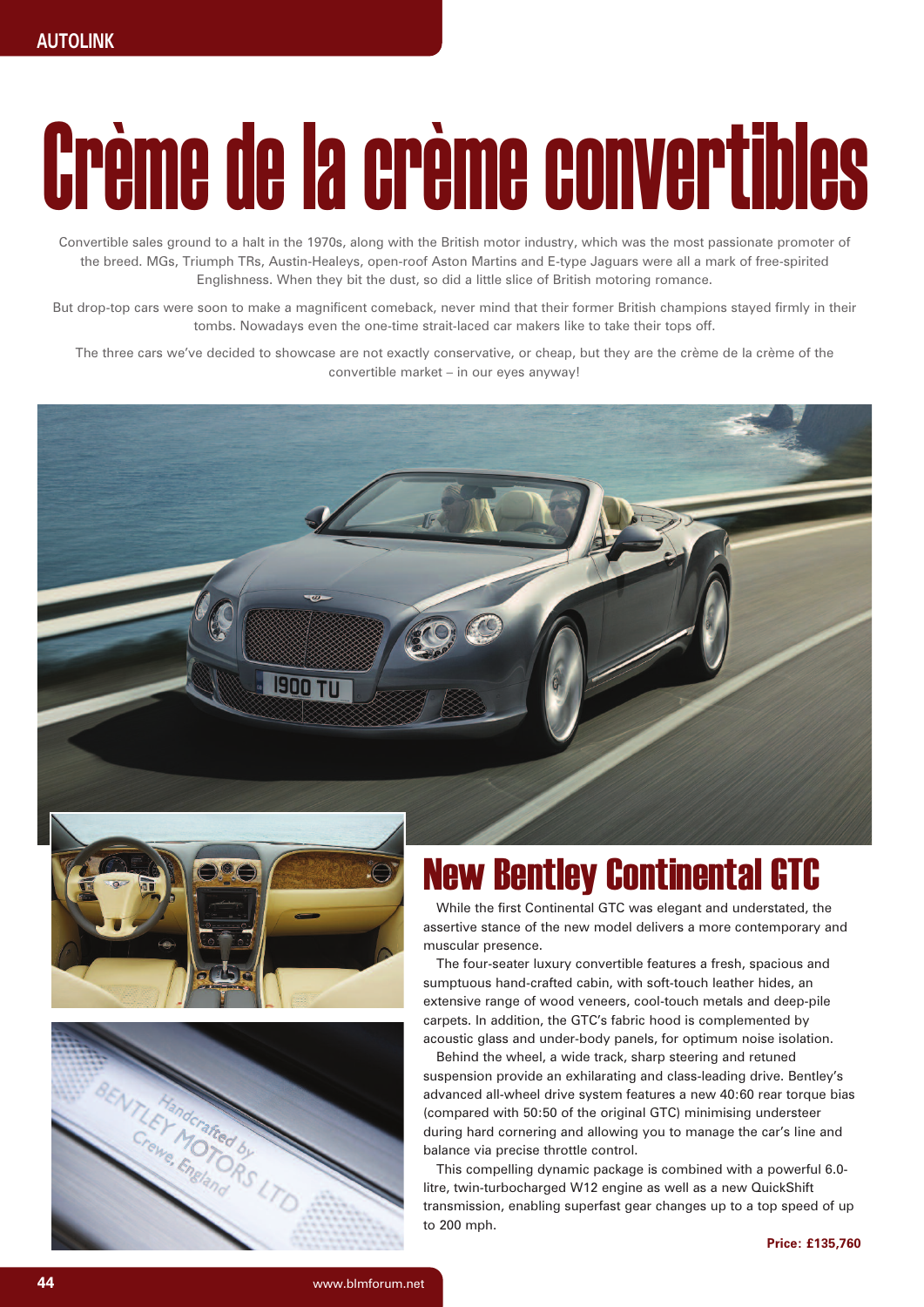# Crème de la crème convertibles

Convertible sales ground to a halt in the 1970s, along with the British motor industry, which was the most passionate promoter of the breed. MGs, Triumph TRs, Austin-Healeys, open-roof Aston Martins and E-type Jaguars were all a mark of free-spirited Englishness. When they bit the dust, so did a little slice of British motoring romance.

But drop-top cars were soon to make a magnificent comeback, never mind that their former British champions stayed firmly in their tombs. Nowadays even the one-time strait-laced car makers like to take their tops off.

The three cars we've decided to showcase are not exactly conservative, or cheap, but they are the crème de la crème of the convertible market – in our eyes anyway!

## New Bentley Continental GTC

While the first Continental GTC was elegant and understated, the assertive stance of the new model delivers a more contemporary and muscular presence.

The four-seater luxury convertible features a fresh, spacious and sumptuous hand-crafted cabin, with soft-touch leather hides, an extensive range of wood veneers, cool-touch metals and deep-pile carpets. In addition, the GTC's fabric hood is complemented by acoustic glass and under-body panels, for optimum noise isolation.

Behind the wheel, a wide track, sharp steering and retuned suspension provide an exhilarating and class-leading drive. Bentley's advanced all-wheel drive system features a new 40:60 rear torque bias (compared with 50:50 of the original GTC) minimising understeer during hard cornering and allowing you to manage the car's line and balance via precise throttle control.

This compelling dynamic package is combined with a powerful 6.0-litre, twin-turbocharged W12 engine as well as a new QuickShift transmission, enabling superfast gear changes up to a top speed of up to 200 mph.

**Price: £135,760**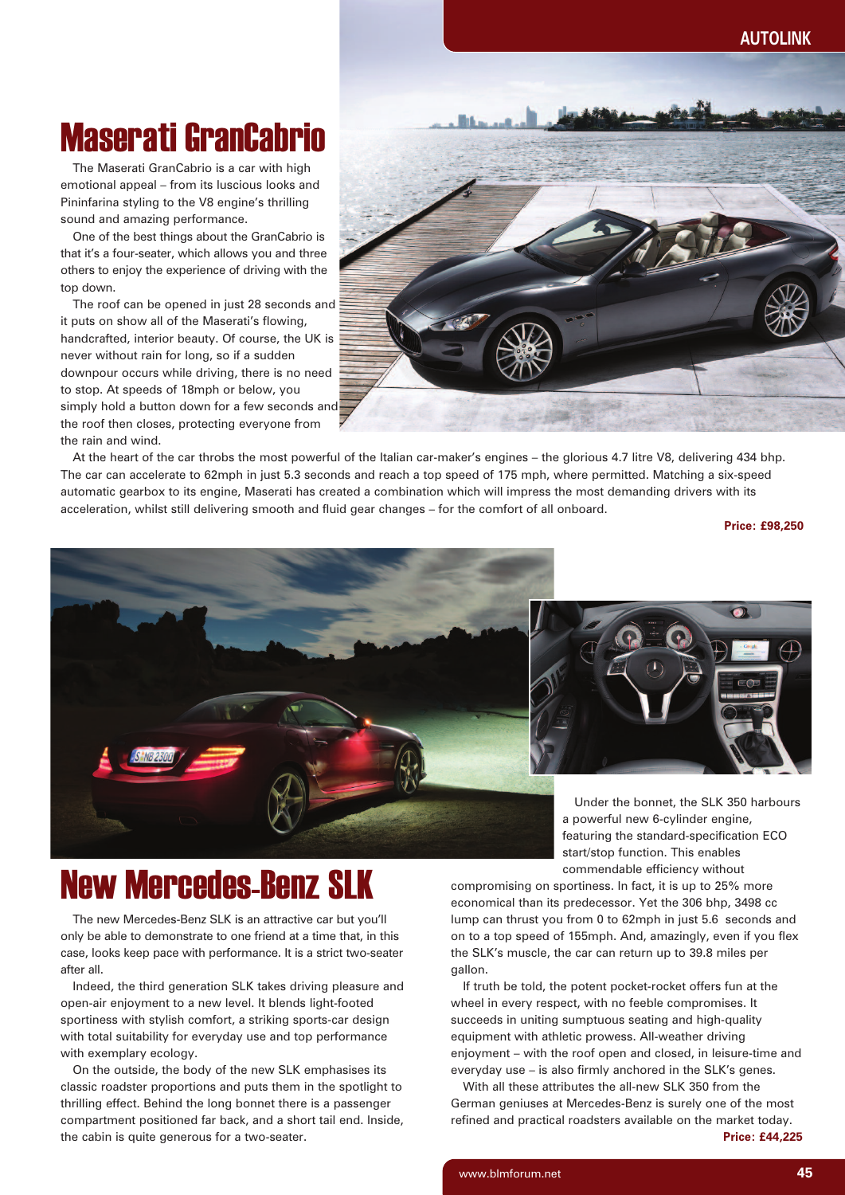# Maserati GranCabrio

The Maserati GranCabrio is a car with high emotional appeal – from its luscious looks and Pininfarina styling to the V8 engine's thrilling sound and amazing performance.

One of the best things about the GranCabrio is that it's a four-seater, which allows you and three others to enjoy the experience of driving with the top down.

The roof can be opened in just 28 seconds and it puts on show all of the Maserati's flowing, handcrafted, interior beauty. Of course, the UK is never without rain for long, so if a sudden downpour occurs while driving, there is no need to stop. At speeds of 18mph or below, you simply hold a button down for a few seconds and the roof then closes, protecting everyone from the rain and wind.

At the heart of the car throbs the most powerful of the Italian car-maker's engines – the glorious 4.7 litre V8, delivering 434 bhp. The car can accelerate to 62mph in just 5.3 seconds and reach a top speed of 175 mph, where permitted. Matching a six-speed automatic gearbox to its engine, Maserati has created a combination which will impress the most demanding drivers with its acceleration, whilst still delivering smooth and fluid gear changes – for the comfort of all onboard.

**Price: £98,250**

# New Mercedes-Benz SLK

The new Mercedes-Benz SLK is an attractive car but you'll only be able to demonstrate to one friend at a time that, in this case, looks keep pace with performance. It is a strict two-seater after all.

Indeed, the third generation SLK takes driving pleasure and open-air enjoyment to a new level. It blends light-footed sportiness with stylish comfort, a striking sports-car design with total suitability for everyday use and top performance with exemplary ecology.

On the outside, the body of the new SLK emphasises its classic roadster proportions and puts them in the spotlight to thrilling effect. Behind the long bonnet there is a passenger compartment positioned far back, and a short tail end. Inside, the cabin is quite generous for a two-seater.

Under the bonnet, the SLK 350 harbours a powerful new 6-cylinder engine, featuring the standard-specification ECO start/stop function. This enables commendable efficiency without compromising on sportiness. In fact, it is up to 25% more economical than its predecessor. Yet the 306 bhp, 3498 cc lump can thrust you from 0 to 62mph in just 5.6 seconds and on to a top speed of 155mph. And, amazingly, even if you flex the SLK's muscle, the car can return up to 39.8 miles per gallon.

If truth be told, the potent pocket-rocket offers fun at the wheel in every respect, with no feeble compromises. It succeeds in uniting sumptuous seating and high-quality equipment with athletic prowess. All-weather driving enjoyment – with the roof open and closed, in leisure-time and everyday use – is also firmly anchored in the SLK's genes.

With all these attributes the all-new SLK 350 from the German geniuses at Mercedes-Benz is surely one of the most refined and practical roadsters available on the market today.

**Price: £44,225**